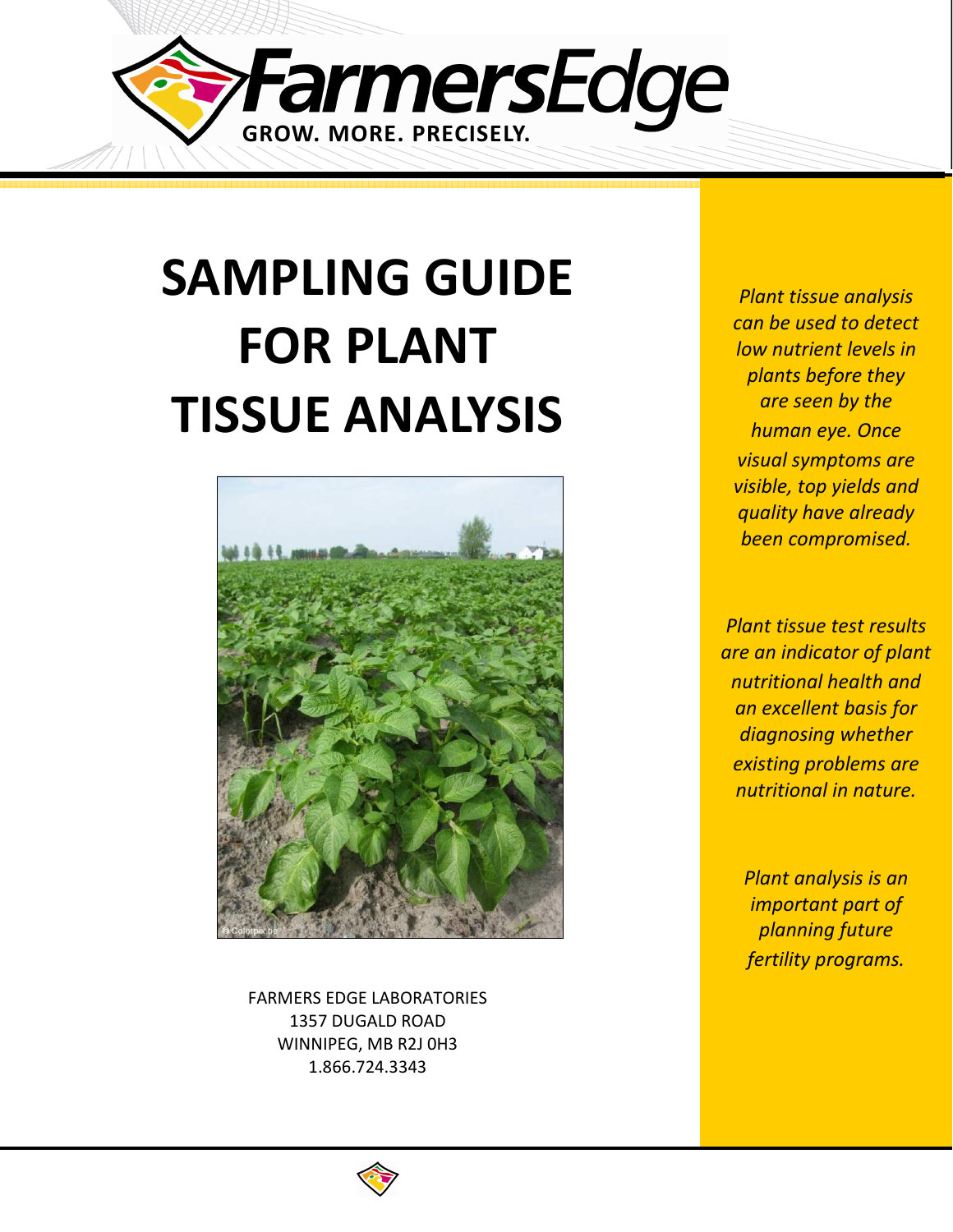FarmersEdge

GROW. MORE. PRECISELY.

# SAMPLING GUIDE FOR PLANT TISSUE ANALYSIS

FARMERS EDGE LABORATORIES
1357 DUGALD ROAD
WINNIPEG, MB R2J 0H3
1.866.724.3343

*Plant tissue analysis can be used to detect low nutrient levels in plants before they are seen by the human eye. Once visual symptoms are visible, top yields and quality have already been compromised.*

*Plant tissue test results are an indicator of plant nutritional health and an excellent basis for diagnosing whether existing problems are nutritional in nature.*

*Plant analysis is an important part of planning future fertility programs.*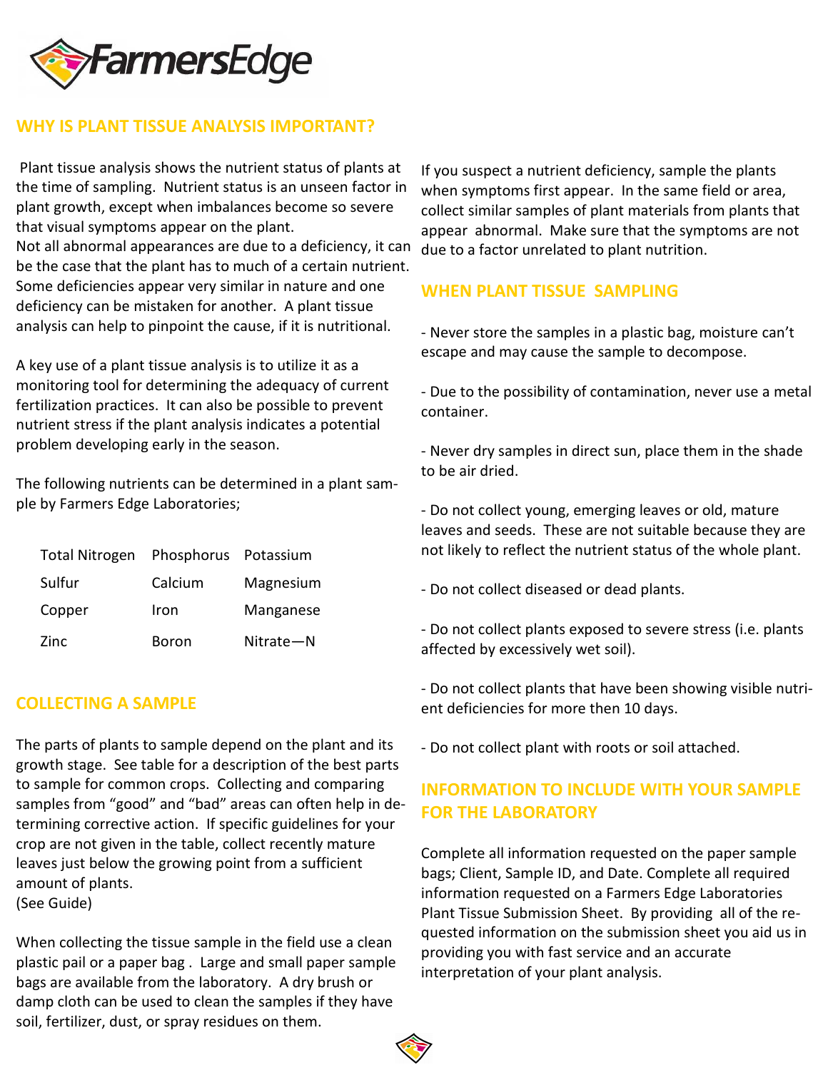## WHY IS PLANT TISSUE ANALYSIS IMPORTANT?

Plant tissue analysis shows the nutrient status of plants at the time of sampling. Nutrient status is an unseen factor in plant growth, except when imbalances become so severe that visual symptoms appear on the plant.
Not all abnormal appearances are due to a deficiency, it can be the case that the plant has to much of a certain nutrient. Some deficiencies appear very similar in nature and one deficiency can be mistaken for another. A plant tissue analysis can help to pinpoint the cause, if it is nutritional.

A key use of a plant tissue analysis is to utilize it as a monitoring tool for determining the adequacy of current fertilization practices. It can also be possible to prevent nutrient stress if the plant analysis indicates a potential problem developing early in the season.

The following nutrients can be determined in a plant sample by Farmers Edge Laboratories;

| | | |
|---|---|---|
| Total Nitrogen | Phosphorus | Potassium |
| Sulfur | Calcium | Magnesium |
| Copper | Iron | Manganese |
| Zinc | Boron | Nitrate—N |

## COLLECTING A SAMPLE

The parts of plants to sample depend on the plant and its growth stage. See table for a description of the best parts to sample for common crops. Collecting and comparing samples from "good" and "bad" areas can often help in determining corrective action. If specific guidelines for your crop are not given in the table, collect recently mature leaves just below the growing point from a sufficient amount of plants.
(See Guide)

When collecting the tissue sample in the field use a clean plastic pail or a paper bag . Large and small paper sample bags are available from the laboratory. A dry brush or damp cloth can be used to clean the samples if they have soil, fertilizer, dust, or spray residues on them.

If you suspect a nutrient deficiency, sample the plants when symptoms first appear. In the same field or area, collect similar samples of plant materials from plants that appear abnormal. Make sure that the symptoms are not due to a factor unrelated to plant nutrition.

## WHEN PLANT TISSUE SAMPLING

- Never store the samples in a plastic bag, moisture can't escape and may cause the sample to decompose.

- Due to the possibility of contamination, never use a metal container.

- Never dry samples in direct sun, place them in the shade to be air dried.

- Do not collect young, emerging leaves or old, mature leaves and seeds. These are not suitable because they are not likely to reflect the nutrient status of the whole plant.

- Do not collect diseased or dead plants.

- Do not collect plants exposed to severe stress (i.e. plants affected by excessively wet soil).

- Do not collect plants that have been showing visible nutrient deficiencies for more then 10 days.

- Do not collect plant with roots or soil attached.

## INFORMATION TO INCLUDE WITH YOUR SAMPLE FOR THE LABORATORY

Complete all information requested on the paper sample bags; Client, Sample ID, and Date. Complete all required information requested on a Farmers Edge Laboratories Plant Tissue Submission Sheet. By providing all of the requested information on the submission sheet you aid us in providing you with fast service and an accurate interpretation of your plant analysis.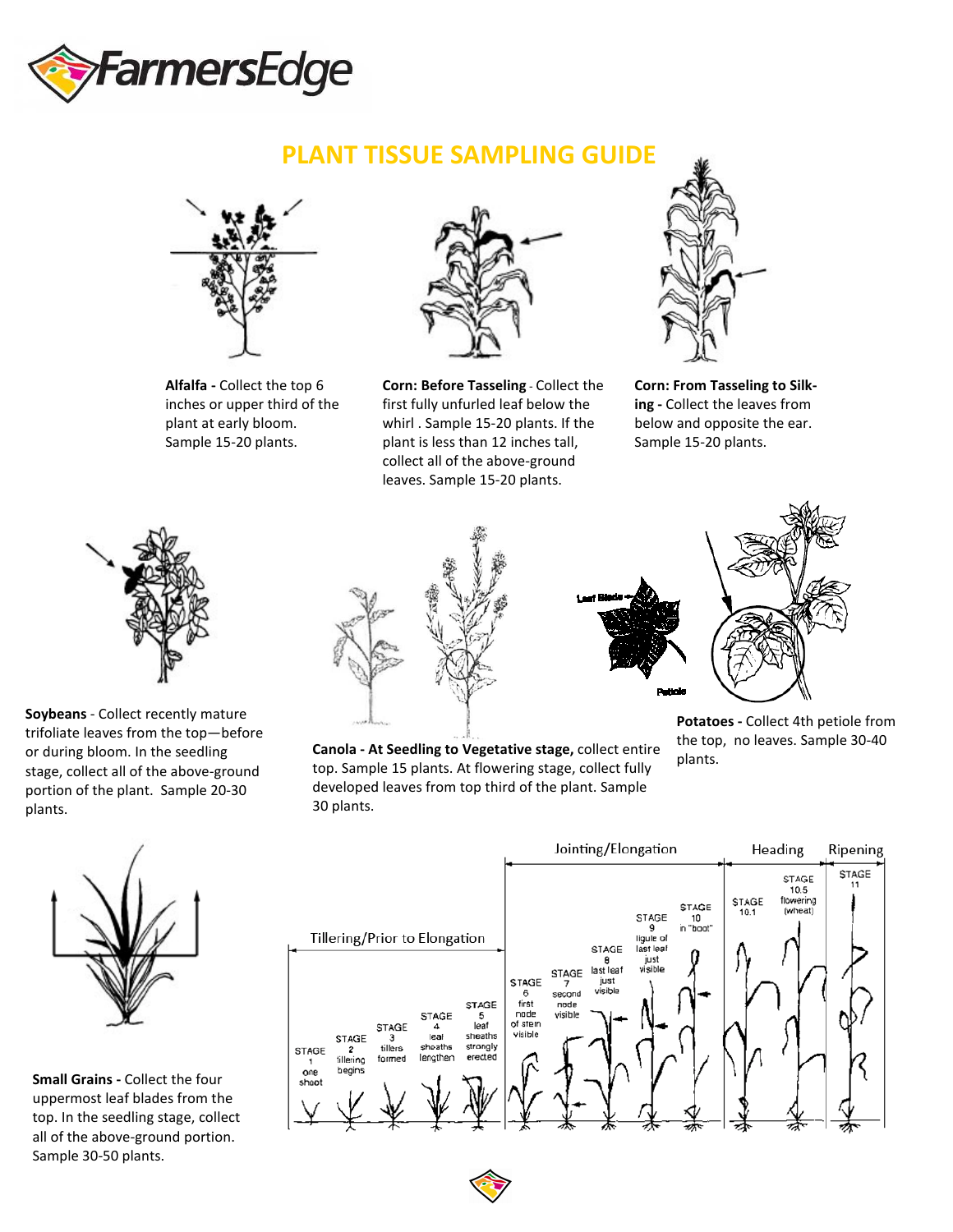# PLANT TISSUE SAMPLING GUIDE

**Alfalfa -** Collect the top 6 inches or upper third of the plant at early bloom. Sample 15-20 plants.

**Corn: Before Tasseling** - Collect the first fully unfurled leaf below the whirl . Sample 15-20 plants. If the plant is less than 12 inches tall, collect all of the above-ground leaves. Sample 15-20 plants.

**Corn: From Tasseling to Silking -** Collect the leaves from below and opposite the ear. Sample 15-20 plants.

**Soybeans** - Collect recently mature trifoliate leaves from the top—before or during bloom. In the seedling stage, collect all of the above-ground portion of the plant. Sample 20-30 plants.

**Canola - At Seedling to Vegetative stage,** collect entire top. Sample 15 plants. At flowering stage, collect fully developed leaves from top third of the plant. Sample 30 plants.

Leaf Blade

Petiole

**Potatoes -** Collect 4th petiole from the top, no leaves. Sample 30-40 plants.

**Small Grains -** Collect the four uppermost leaf blades from the top. In the seedling stage, collect all of the above-ground portion. Sample 30-50 plants.

Tillering/Prior to Elongation | Jointing/Elongation | Heading | Ripening

- STAGE 1 one shoot
- STAGE 2 tillering begins
- STAGE 3 tillers formed
- STAGE 4 leaf sheaths lengthen
- STAGE 5 leaf sheaths strongly erected
- STAGE 6 first node of stem visible
- STAGE 7 second node visible
- STAGE 8 last leaf just visible
- STAGE 9 ligule of last leaf just visible
- STAGE 10 in "boot"
- STAGE 10.1
- STAGE 10.5 flowering (wheat)
- STAGE 11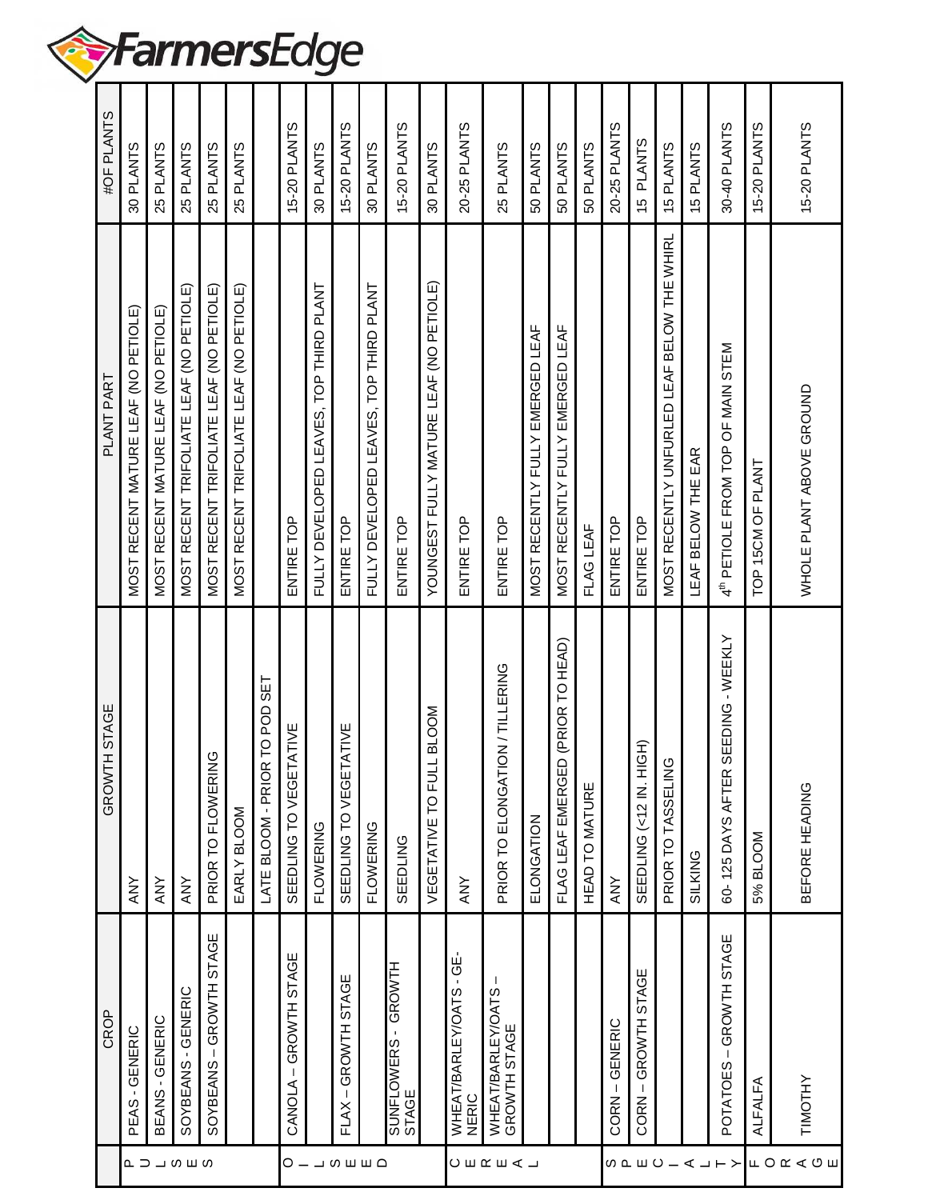# FarmersEdge

| | CROP | GROWTH STAGE | PLANT PART | #OF PLANTS |
|---|---|---|---|---|
| PULSES | PEAS - GENERIC | ANY | MOST RECENT MATURE LEAF (NO PETIOLE) | 30 PLANTS |
| | BEANS - GENERIC | ANY | MOST RECENT MATURE LEAF (NO PETIOLE) | 25 PLANTS |
| | SOYBEANS - GENERIC | ANY | MOST RECENT TRIFOLIATE LEAF (NO PETIOLE) | 25 PLANTS |
| | SOYBEANS – GROWTH STAGE | PRIOR TO FLOWERING | MOST RECENT TRIFOLIATE LEAF (NO PETIOLE) | 25 PLANTS |
| | | EARLY BLOOM | MOST RECENT TRIFOLIATE LEAF (NO PETIOLE) | 25 PLANTS |
| | | LATE BLOOM - PRIOR TO POD SET | | |
| OILSEED | CANOLA – GROWTH STAGE | SEEDLING TO VEGETATIVE | ENTIRE TOP | 15-20 PLANTS |
| | | FLOWERING | FULLY DEVELOPED LEAVES, TOP THIRD PLANT | 30 PLANTS |
| | FLAX – GROWTH STAGE | SEEDLING TO VEGETATIVE | ENTIRE TOP | 15-20 PLANTS |
| | | FLOWERING | FULLY DEVELOPED LEAVES, TOP THIRD PLANT | 30 PLANTS |
| | SUNFLOWERS - GROWTH STAGE | SEEDLING | ENTIRE TOP | 15-20 PLANTS |
| | | VEGETATIVE TO FULL BLOOM | YOUNGEST FULLY MATURE LEAF (NO PETIOLE) | 30 PLANTS |
| CEREAL | WHEAT/BARLEY/OATS - GENERIC | ANY | ENTIRE TOP | 20-25 PLANTS |
| | WHEAT/BARLEY/OATS – GROWTH STAGE | PRIOR TO ELONGATION / TILLERING | ENTIRE TOP | 25 PLANTS |
| | | ELONGATION | MOST RECENTLY FULLY EMERGED LEAF | 50 PLANTS |
| | | FLAG LEAF EMERGED (PRIOR TO HEAD) | MOST RECENTLY FULLY EMERGED LEAF | 50 PLANTS |
| | | HEAD TO MATURE | FLAG LEAF | 50 PLANTS |
| SPECIALTY | CORN – GENERIC | ANY | ENTIRE TOP | 20-25 PLANTS |
| | CORN – GROWTH STAGE | SEEDLING (<12 IN. HIGH) | ENTIRE TOP | 15 PLANTS |
| | | PRIOR TO TASSELING | MOST RECENTLY UNFURLED LEAF BELOW THE WHIRL | 15 PLANTS |
| | | SILKING | LEAF BELOW THE EAR | 15 PLANTS |
| | POTATOES – GROWTH STAGE | 60- 125 DAYS AFTER SEEDING - WEEKLY | 4th PETIOLE FROM TOP OF MAIN STEM | 30-40 PLANTS |
| FORAGE | ALFALFA | 5% BLOOM | TOP 15CM OF PLANT | 15-20 PLANTS |
| | TIMOTHY | BEFORE HEADING | WHOLE PLANT ABOVE GROUND | 15-20 PLANTS |